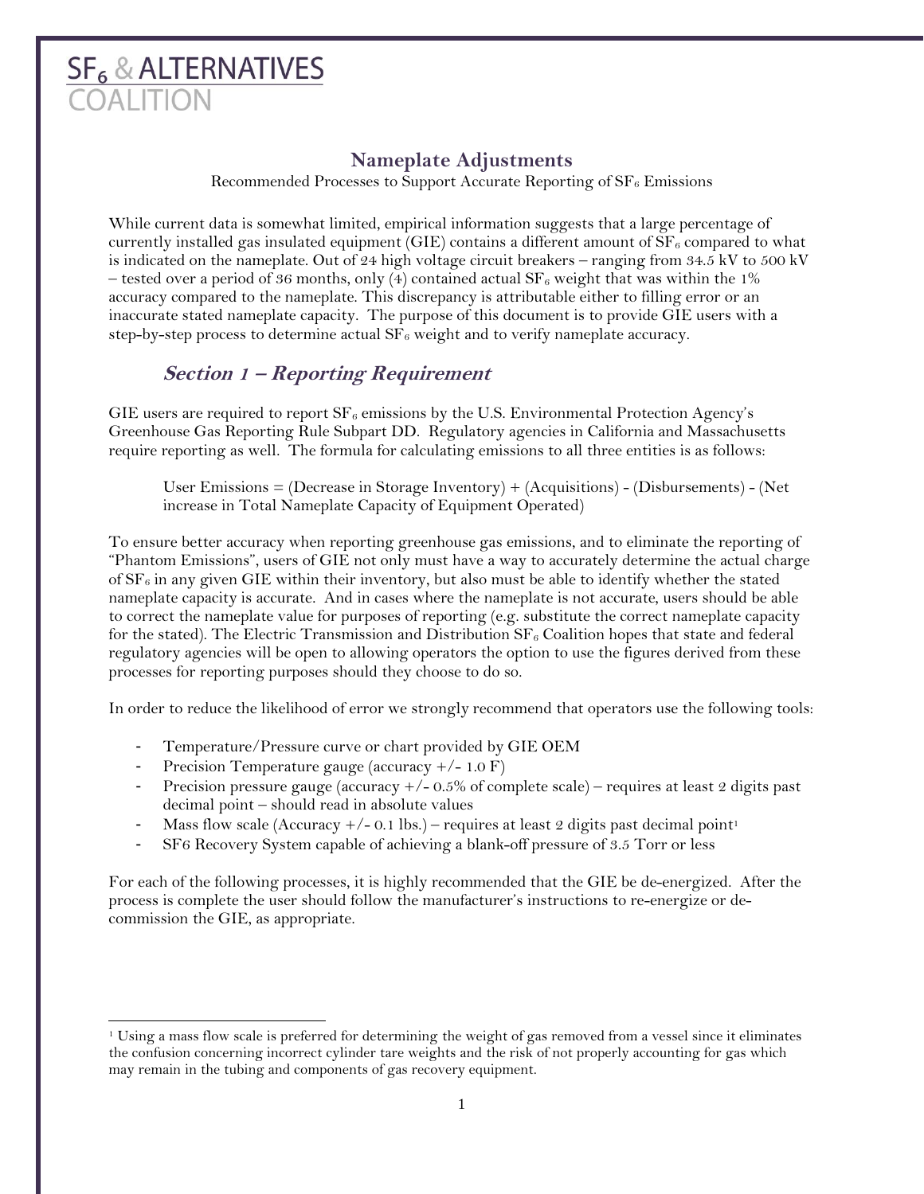SF$_6$ & ALTERNATIVES COALITION

# Nameplate Adjustments

Recommended Processes to Support Accurate Reporting of SF$_6$ Emissions

While current data is somewhat limited, empirical information suggests that a large percentage of currently installed gas insulated equipment (GIE) contains a different amount of SF$_6$ compared to what is indicated on the nameplate. Out of 24 high voltage circuit breakers – ranging from 34.5 kV to 500 kV – tested over a period of 36 months, only (4) contained actual SF$_6$ weight that was within the 1% accuracy compared to the nameplate. This discrepancy is attributable either to filling error or an inaccurate stated nameplate capacity. The purpose of this document is to provide GIE users with a step-by-step process to determine actual SF$_6$ weight and to verify nameplate accuracy.

## *Section 1 – Reporting Requirement*

GIE users are required to report SF$_6$ emissions by the U.S. Environmental Protection Agency's Greenhouse Gas Reporting Rule Subpart DD. Regulatory agencies in California and Massachusetts require reporting as well. The formula for calculating emissions to all three entities is as follows:

> User Emissions = (Decrease in Storage Inventory) + (Acquisitions) - (Disbursements) - (Net increase in Total Nameplate Capacity of Equipment Operated)

To ensure better accuracy when reporting greenhouse gas emissions, and to eliminate the reporting of "Phantom Emissions", users of GIE not only must have a way to accurately determine the actual charge of SF$_6$ in any given GIE within their inventory, but also must be able to identify whether the stated nameplate capacity is accurate. And in cases where the nameplate is not accurate, users should be able to correct the nameplate value for purposes of reporting (e.g. substitute the correct nameplate capacity for the stated). The Electric Transmission and Distribution SF$_6$ Coalition hopes that state and federal regulatory agencies will be open to allowing operators the option to use the figures derived from these processes for reporting purposes should they choose to do so.

In order to reduce the likelihood of error we strongly recommend that operators use the following tools:

- Temperature/Pressure curve or chart provided by GIE OEM
- Precision Temperature gauge (accuracy +/- 1.0 F)
- Precision pressure gauge (accuracy +/- 0.5% of complete scale) – requires at least 2 digits past decimal point – should read in absolute values
- Mass flow scale (Accuracy +/- 0.1 lbs.) – requires at least 2 digits past decimal point[1]
- SF6 Recovery System capable of achieving a blank-off pressure of 3.5 Torr or less

For each of the following processes, it is highly recommended that the GIE be de-energized. After the process is complete the user should follow the manufacturer's instructions to re-energize or de-commission the GIE, as appropriate.

[1] Using a mass flow scale is preferred for determining the weight of gas removed from a vessel since it eliminates the confusion concerning incorrect cylinder tare weights and the risk of not properly accounting for gas which may remain in the tubing and components of gas recovery equipment.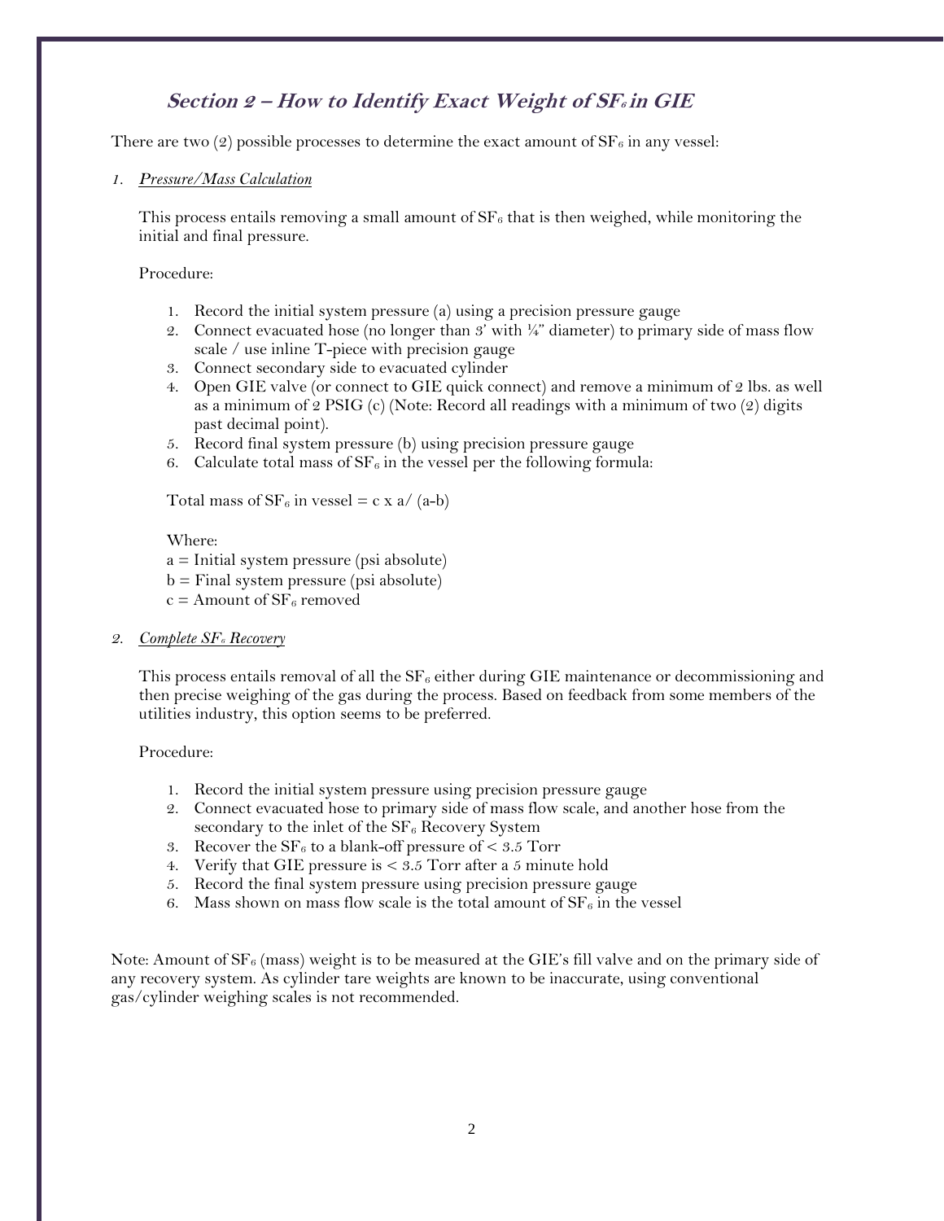## *Section 2 – How to Identify Exact Weight of $SF_6$ in GIE*

There are two (2) possible processes to determine the exact amount of $SF_6$ in any vessel:

1. *Pressure/Mass Calculation*

   This process entails removing a small amount of $SF_6$ that is then weighed, while monitoring the initial and final pressure.

   Procedure:

   1. Record the initial system pressure (a) using a precision pressure gauge
   2. Connect evacuated hose (no longer than 3' with ¼" diameter) to primary side of mass flow scale / use inline T-piece with precision gauge
   3. Connect secondary side to evacuated cylinder
   4. Open GIE valve (or connect to GIE quick connect) and remove a minimum of 2 lbs. as well as a minimum of 2 PSIG (c) (Note: Record all readings with a minimum of two (2) digits past decimal point).
   5. Record final system pressure (b) using precision pressure gauge
   6. Calculate total mass of $SF_6$ in the vessel per the following formula:

   Total mass of $SF_6$ in vessel = c x a/ (a-b)

   Where:
   a = Initial system pressure (psi absolute)
   b = Final system pressure (psi absolute)
   c = Amount of $SF_6$ removed

2. *Complete $SF_6$ Recovery*

   This process entails removal of all the $SF_6$ either during GIE maintenance or decommissioning and then precise weighing of the gas during the process. Based on feedback from some members of the utilities industry, this option seems to be preferred.

   Procedure:

   1. Record the initial system pressure using precision pressure gauge
   2. Connect evacuated hose to primary side of mass flow scale, and another hose from the secondary to the inlet of the $SF_6$ Recovery System
   3. Recover the $SF_6$ to a blank-off pressure of < 3.5 Torr
   4. Verify that GIE pressure is < 3.5 Torr after a 5 minute hold
   5. Record the final system pressure using precision pressure gauge
   6. Mass shown on mass flow scale is the total amount of $SF_6$ in the vessel

Note: Amount of $SF_6$ (mass) weight is to be measured at the GIE's fill valve and on the primary side of any recovery system. As cylinder tare weights are known to be inaccurate, using conventional gas/cylinder weighing scales is not recommended.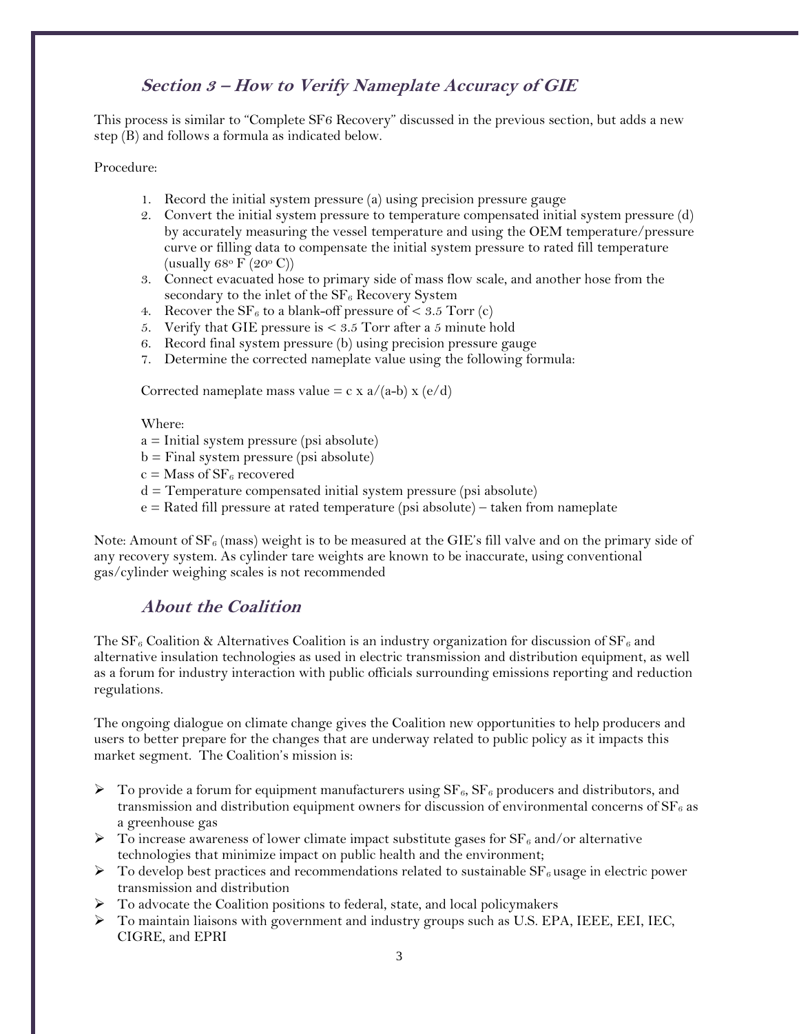## *Section 3 – How to Verify Nameplate Accuracy of GIE*

This process is similar to "Complete SF6 Recovery" discussed in the previous section, but adds a new step (B) and follows a formula as indicated below.

Procedure:

1. Record the initial system pressure (a) using precision pressure gauge
2. Convert the initial system pressure to temperature compensated initial system pressure (d) by accurately measuring the vessel temperature and using the OEM temperature/pressure curve or filling data to compensate the initial system pressure to rated fill temperature (usually 68° F (20° C))
3. Connect evacuated hose to primary side of mass flow scale, and another hose from the secondary to the inlet of the $SF_6$ Recovery System
4. Recover the $SF_6$ to a blank-off pressure of < 3.5 Torr (c)
5. Verify that GIE pressure is < 3.5 Torr after a 5 minute hold
6. Record final system pressure (b) using precision pressure gauge
7. Determine the corrected nameplate value using the following formula:

Corrected nameplate mass value = c x a/(a-b) x (e/d)

Where:
a = Initial system pressure (psi absolute)
b = Final system pressure (psi absolute)
c = Mass of $SF_6$ recovered
d = Temperature compensated initial system pressure (psi absolute)
e = Rated fill pressure at rated temperature (psi absolute) – taken from nameplate

Note: Amount of $SF_6$ (mass) weight is to be measured at the GIE's fill valve and on the primary side of any recovery system. As cylinder tare weights are known to be inaccurate, using conventional gas/cylinder weighing scales is not recommended

## *About the Coalition*

The $SF_6$ Coalition & Alternatives Coalition is an industry organization for discussion of $SF_6$ and alternative insulation technologies as used in electric transmission and distribution equipment, as well as a forum for industry interaction with public officials surrounding emissions reporting and reduction regulations.

The ongoing dialogue on climate change gives the Coalition new opportunities to help producers and users to better prepare for the changes that are underway related to public policy as it impacts this market segment. The Coalition's mission is:

- To provide a forum for equipment manufacturers using $SF_6$, $SF_6$ producers and distributors, and transmission and distribution equipment owners for discussion of environmental concerns of $SF_6$ as a greenhouse gas
- To increase awareness of lower climate impact substitute gases for $SF_6$ and/or alternative technologies that minimize impact on public health and the environment;
- To develop best practices and recommendations related to sustainable $SF_6$ usage in electric power transmission and distribution
- To advocate the Coalition positions to federal, state, and local policymakers
- To maintain liaisons with government and industry groups such as U.S. EPA, IEEE, EEI, IEC, CIGRE, and EPRI